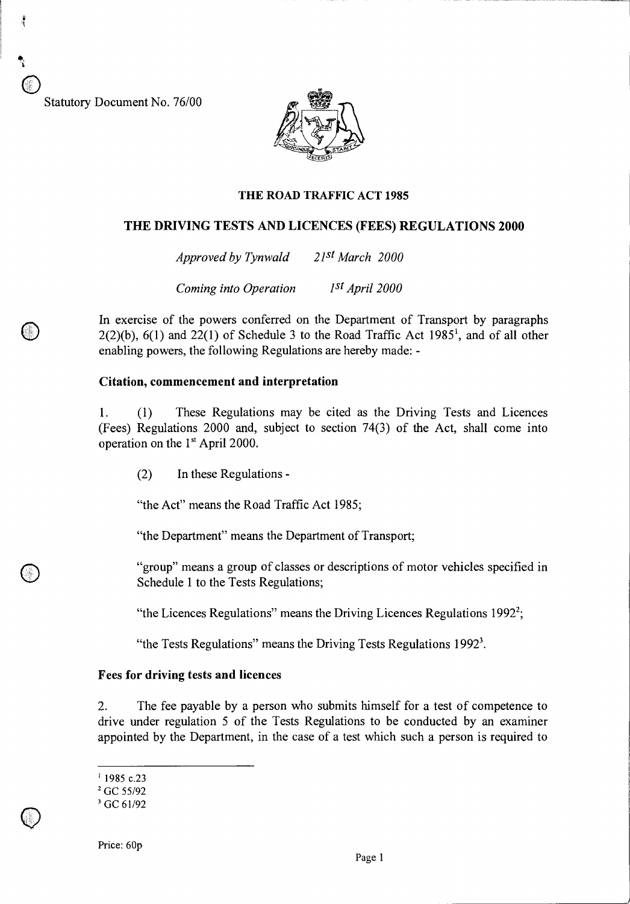Statutory Document No. 76/00

## THE ROAD TRAFFIC ACT 1985

## THE DRIVING TESTS AND LICENCES (FEES) REGULATIONS 2000

*Approved by Tynwald* *21st March 2000*

*Coming into Operation* *1st April 2000*

In exercise of the powers conferred on the Department of Transport by paragraphs 2(2)(b), 6(1) and 22(1) of Schedule 3 to the Road Traffic Act 1985[1], and of all other enabling powers, the following Regulations are hereby made: -

### Citation, commencement and interpretation

1. (1) These Regulations may be cited as the Driving Tests and Licences (Fees) Regulations 2000 and, subject to section 74(3) of the Act, shall come into operation on the 1st April 2000.

(2) In these Regulations -

"the Act" means the Road Traffic Act 1985;

"the Department" means the Department of Transport;

"group" means a group of classes or descriptions of motor vehicles specified in Schedule 1 to the Tests Regulations;

"the Licences Regulations" means the Driving Licences Regulations 1992[2];

"the Tests Regulations" means the Driving Tests Regulations 1992[3].

### Fees for driving tests and licences

2. The fee payable by a person who submits himself for a test of competence to drive under regulation 5 of the Tests Regulations to be conducted by an examiner appointed by the Department, in the case of a test which such a person is required to

[1] 1985 c.23
[2] GC 55/92
[3] GC 61/92

Price: 60p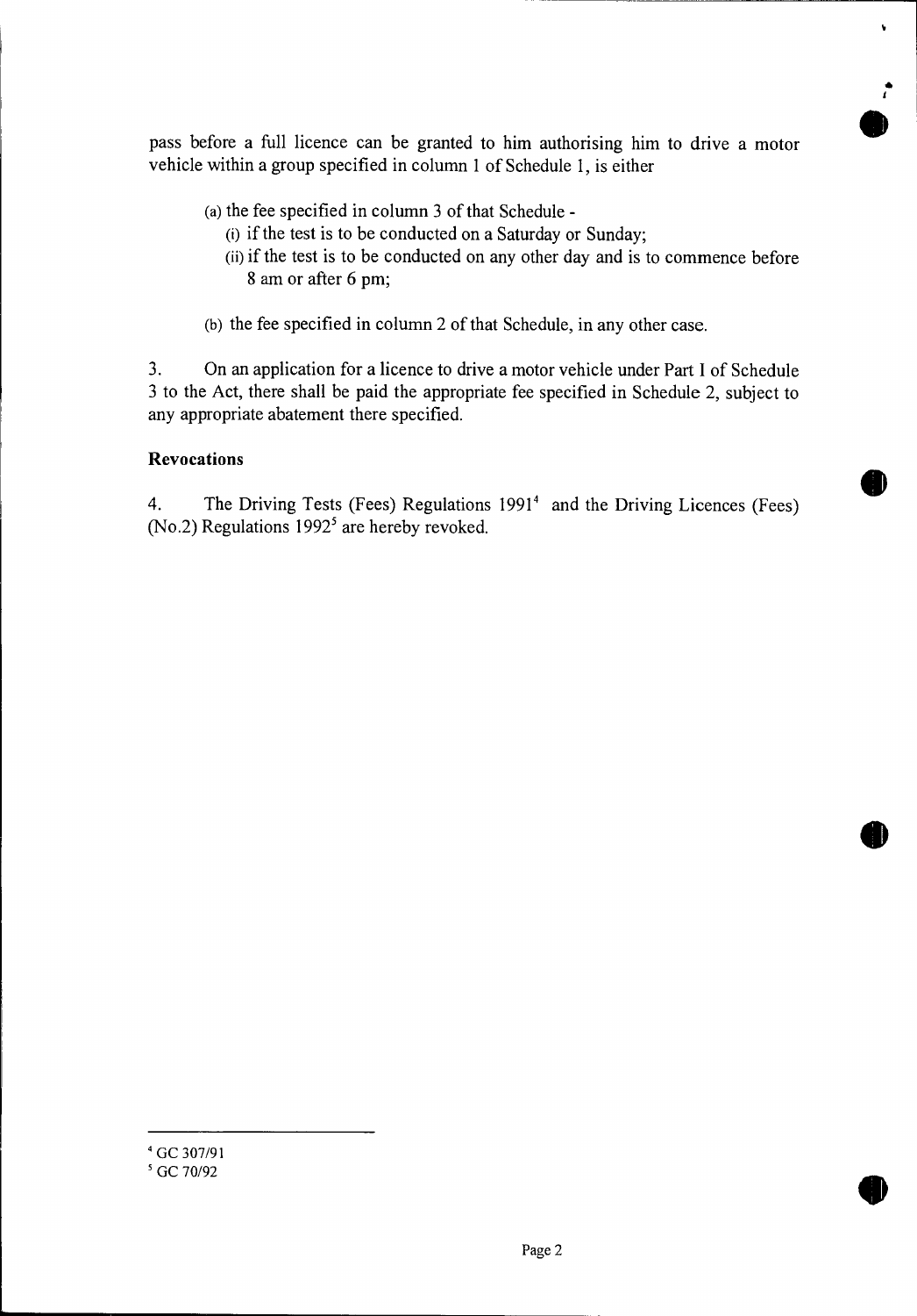pass before a full licence can be granted to him authorising him to drive a motor vehicle within a group specified in column 1 of Schedule 1, is either

(a) the fee specified in column 3 of that Schedule -
   (i) if the test is to be conducted on a Saturday or Sunday;
   (ii) if the test is to be conducted on any other day and is to commence before 8 am or after 6 pm;

(b) the fee specified in column 2 of that Schedule, in any other case.

3. On an application for a licence to drive a motor vehicle under Part I of Schedule 3 to the Act, there shall be paid the appropriate fee specified in Schedule 2, subject to any appropriate abatement there specified.

**Revocations**

4. The Driving Tests (Fees) Regulations 1991[4] and the Driving Licences (Fees) (No.2) Regulations 1992[5] are hereby revoked.

---

[4] GC 307/91

[5] GC 70/92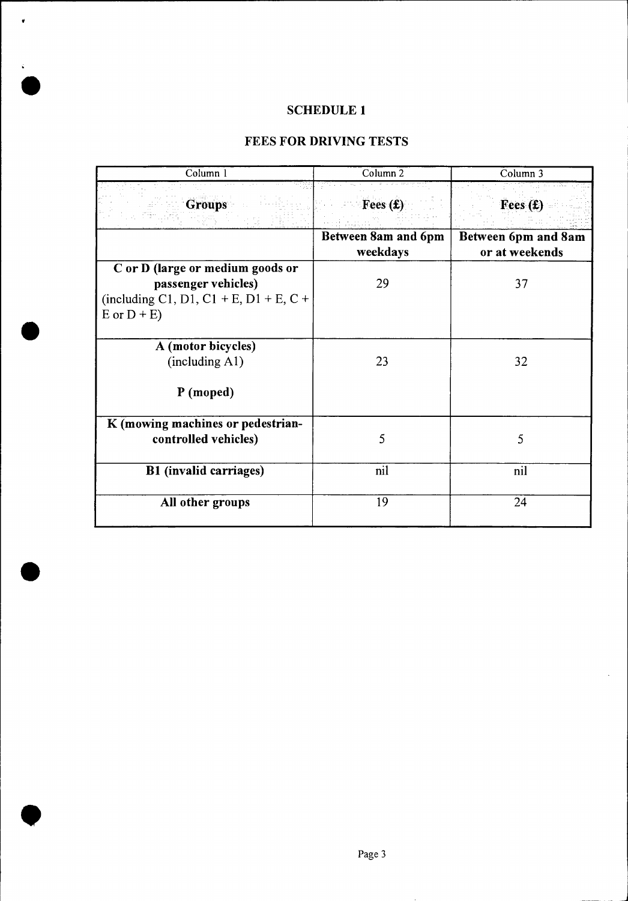## SCHEDULE 1

## FEES FOR DRIVING TESTS

| Column 1 | Column 2 | Column 3 |
|---|---|---|
| **Groups** | **Fees (£)** | **Fees (£)** |
| | **Between 8am and 6pm weekdays** | **Between 6pm and 8am or at weekends** |
| **C or D (large or medium goods or passenger vehicles)** (including C1, D1, C1 + E, D1 + E, C + E or D + E) | 29 | 37 |
| **A (motor bicycles)** (including A1)<br><br>**P (moped)** | 23 | 32 |
| **K (mowing machines or pedestrian-controlled vehicles)** | 5 | 5 |
| **B1 (invalid carriages)** | nil | nil |
| **All other groups** | 19 | 24 |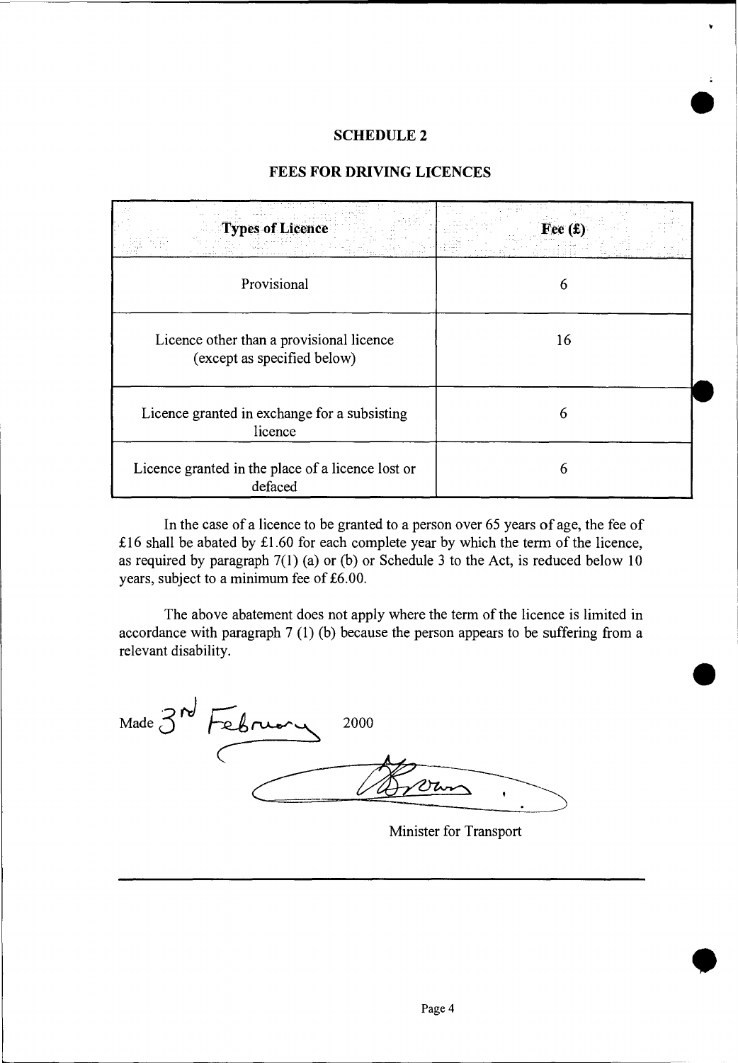## SCHEDULE 2

### FEES FOR DRIVING LICENCES

| Types of Licence | Fee (£) |
|---|---|
| Provisional | 6 |
| Licence other than a provisional licence (except as specified below) | 16 |
| Licence granted in exchange for a subsisting licence | 6 |
| Licence granted in the place of a licence lost or defaced | 6 |

In the case of a licence to be granted to a person over 65 years of age, the fee of £16 shall be abated by £1.60 for each complete year by which the term of the licence, as required by paragraph 7(1) (a) or (b) or Schedule 3 to the Act, is reduced below 10 years, subject to a minimum fee of £6.00.

The above abatement does not apply where the term of the licence is limited in accordance with paragraph 7 (1) (b) because the person appears to be suffering from a relevant disability.

Made 3rd February 2000

Minister for Transport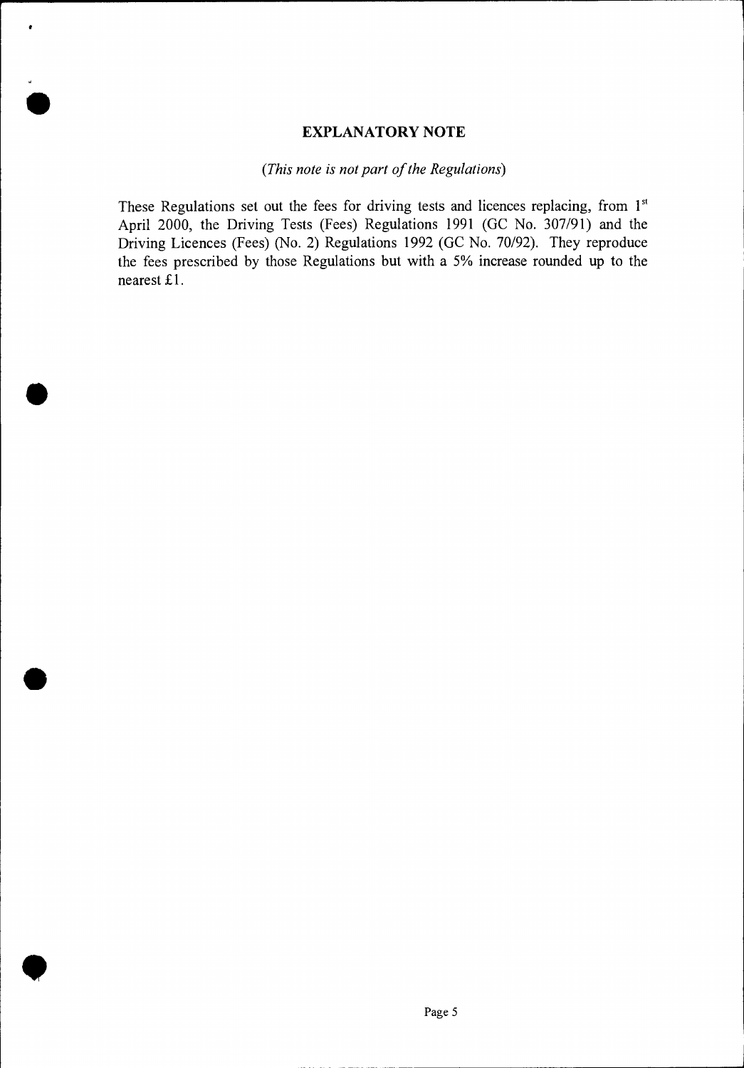## EXPLANATORY NOTE

*(This note is not part of the Regulations)*

These Regulations set out the fees for driving tests and licences replacing, from 1st April 2000, the Driving Tests (Fees) Regulations 1991 (GC No. 307/91) and the Driving Licences (Fees) (No. 2) Regulations 1992 (GC No. 70/92). They reproduce the fees prescribed by those Regulations but with a 5% increase rounded up to the nearest £1.